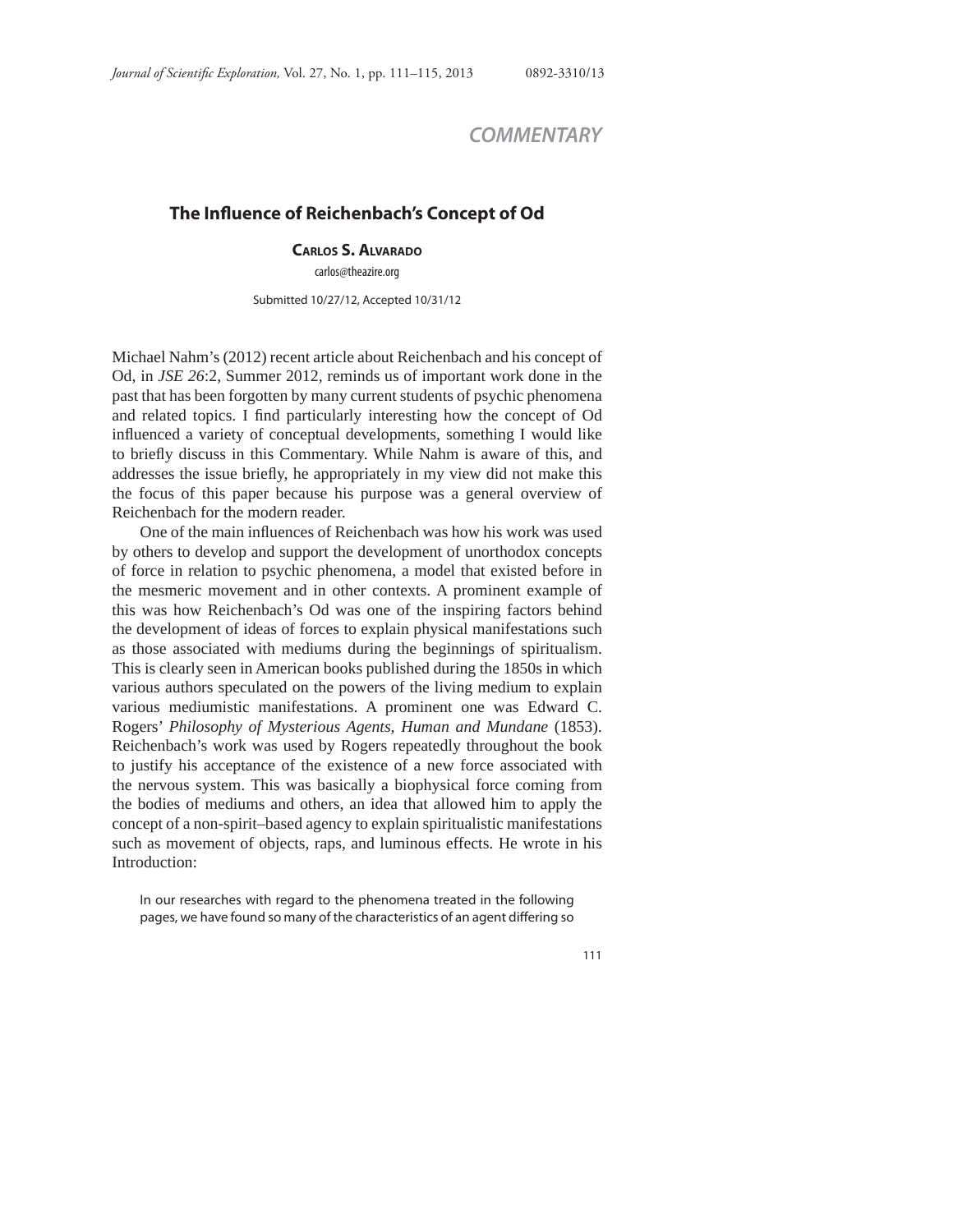COMMENTARY

# The Influence of Reichenbach's Concept of Od

**Carlos S. Alvarado**

carlos@theazire.org

Submitted 10/27/12, Accepted 10/31/12

Michael Nahm's (2012) recent article about Reichenbach and his concept of Od, in *JSE 26*:2, Summer 2012, reminds us of important work done in the past that has been forgotten by many current students of psychic phenomena and related topics. I find particularly interesting how the concept of Od influenced a variety of conceptual developments, something I would like to briefly discuss in this Commentary. While Nahm is aware of this, and addresses the issue briefly, he appropriately in my view did not make this the focus of this paper because his purpose was a general overview of Reichenbach for the modern reader.

One of the main influences of Reichenbach was how his work was used by others to develop and support the development of unorthodox concepts of force in relation to psychic phenomena, a model that existed before in the mesmeric movement and in other contexts. A prominent example of this was how Reichenbach's Od was one of the inspiring factors behind the development of ideas of forces to explain physical manifestations such as those associated with mediums during the beginnings of spiritualism. This is clearly seen in American books published during the 1850s in which various authors speculated on the powers of the living medium to explain various mediumistic manifestations. A prominent one was Edward C. Rogers' *Philosophy of Mysterious Agents, Human and Mundane* (1853). Reichenbach's work was used by Rogers repeatedly throughout the book to justify his acceptance of the existence of a new force associated with the nervous system. This was basically a biophysical force coming from the bodies of mediums and others, an idea that allowed him to apply the concept of a non-spirit–based agency to explain spiritualistic manifestations such as movement of objects, raps, and luminous effects. He wrote in his Introduction:

> In our researches with regard to the phenomena treated in the following pages, we have found so many of the characteristics of an agent differing so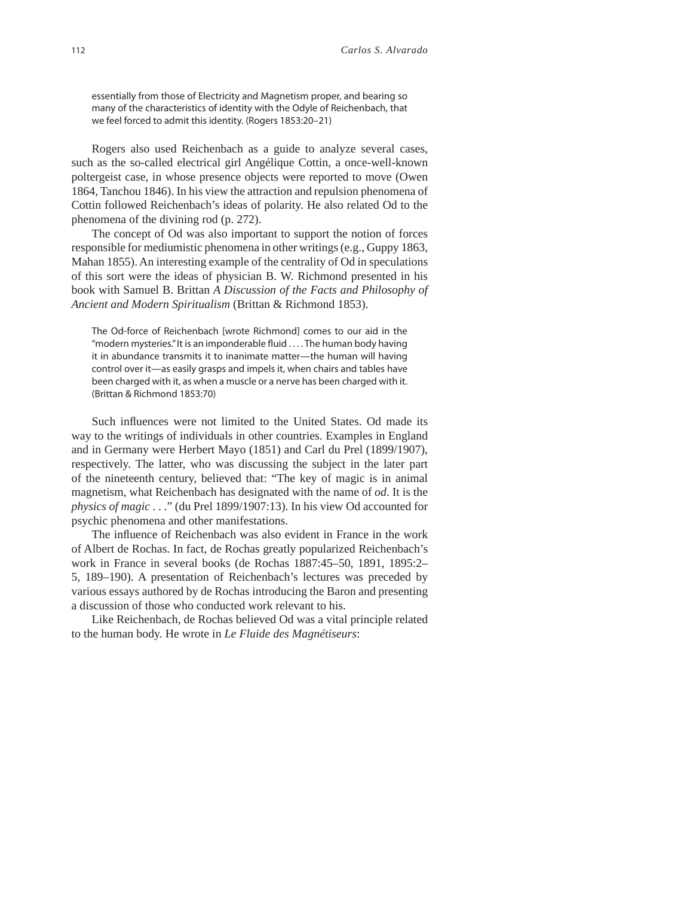> essentially from those of Electricity and Magnetism proper, and bearing so many of the characteristics of identity with the Odyle of Reichenbach, that we feel forced to admit this identity. (Rogers 1853:20–21)

Rogers also used Reichenbach as a guide to analyze several cases, such as the so-called electrical girl Angélique Cottin, a once-well-known poltergeist case, in whose presence objects were reported to move (Owen 1864, Tanchou 1846). In his view the attraction and repulsion phenomena of Cottin followed Reichenbach's ideas of polarity. He also related Od to the phenomena of the divining rod (p. 272).

The concept of Od was also important to support the notion of forces responsible for mediumistic phenomena in other writings (e.g., Guppy 1863, Mahan 1855). An interesting example of the centrality of Od in speculations of this sort were the ideas of physician B. W. Richmond presented in his book with Samuel B. Brittan *A Discussion of the Facts and Philosophy of Ancient and Modern Spiritualism* (Brittan & Richmond 1853).

> The Od-force of Reichenbach [wrote Richmond] comes to our aid in the "modern mysteries." It is an imponderable fluid . . . . The human body having it in abundance transmits it to inanimate matter—the human will having control over it—as easily grasps and impels it, when chairs and tables have been charged with it, as when a muscle or a nerve has been charged with it. (Brittan & Richmond 1853:70)

Such influences were not limited to the United States. Od made its way to the writings of individuals in other countries. Examples in England and in Germany were Herbert Mayo (1851) and Carl du Prel (1899/1907), respectively. The latter, who was discussing the subject in the later part of the nineteenth century, believed that: "The key of magic is in animal magnetism, what Reichenbach has designated with the name of *od*. It is the *physics of magic* . . ." (du Prel 1899/1907:13). In his view Od accounted for psychic phenomena and other manifestations.

The influence of Reichenbach was also evident in France in the work of Albert de Rochas. In fact, de Rochas greatly popularized Reichenbach's work in France in several books (de Rochas 1887:45–50, 1891, 1895:2–5, 189–190). A presentation of Reichenbach's lectures was preceded by various essays authored by de Rochas introducing the Baron and presenting a discussion of those who conducted work relevant to his.

Like Reichenbach, de Rochas believed Od was a vital principle related to the human body. He wrote in *Le Fluide des Magnétiseurs*: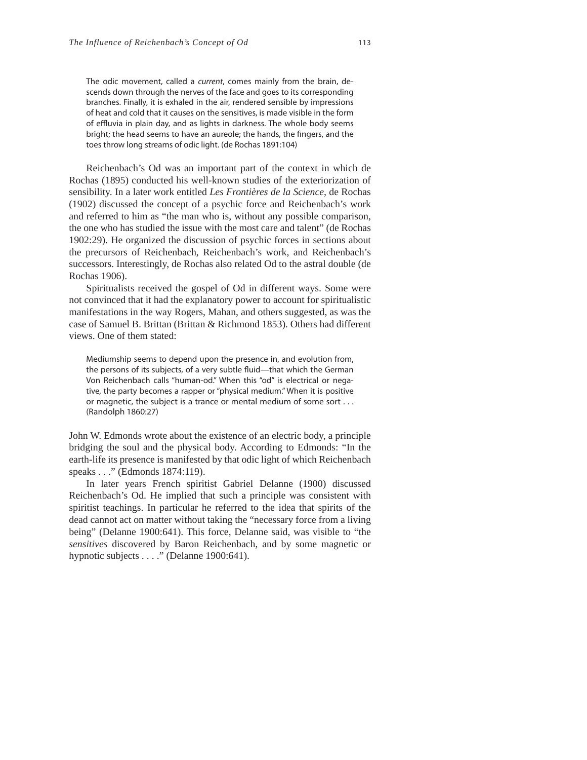> The odic movement, called a *current*, comes mainly from the brain, descends down through the nerves of the face and goes to its corresponding branches. Finally, it is exhaled in the air, rendered sensible by impressions of heat and cold that it causes on the sensitives, is made visible in the form of effluvia in plain day, and as lights in darkness. The whole body seems bright; the head seems to have an aureole; the hands, the fingers, and the toes throw long streams of odic light. (de Rochas 1891:104)

Reichenbach's Od was an important part of the context in which de Rochas (1895) conducted his well-known studies of the exteriorization of sensibility. In a later work entitled *Les Frontières de la Science*, de Rochas (1902) discussed the concept of a psychic force and Reichenbach's work and referred to him as "the man who is, without any possible comparison, the one who has studied the issue with the most care and talent" (de Rochas 1902:29). He organized the discussion of psychic forces in sections about the precursors of Reichenbach, Reichenbach's work, and Reichenbach's successors. Interestingly, de Rochas also related Od to the astral double (de Rochas 1906).

Spiritualists received the gospel of Od in different ways. Some were not convinced that it had the explanatory power to account for spiritualistic manifestations in the way Rogers, Mahan, and others suggested, as was the case of Samuel B. Brittan (Brittan & Richmond 1853). Others had different views. One of them stated:

> Mediumship seems to depend upon the presence in, and evolution from, the persons of its subjects, of a very subtle fluid—that which the German Von Reichenbach calls "human-od." When this "od" is electrical or negative, the party becomes a rapper or "physical medium." When it is positive or magnetic, the subject is a trance or mental medium of some sort . . . (Randolph 1860:27)

John W. Edmonds wrote about the existence of an electric body, a principle bridging the soul and the physical body. According to Edmonds: "In the earth-life its presence is manifested by that odic light of which Reichenbach speaks . . ." (Edmonds 1874:119).

In later years French spiritist Gabriel Delanne (1900) discussed Reichenbach's Od. He implied that such a principle was consistent with spiritist teachings. In particular he referred to the idea that spirits of the dead cannot act on matter without taking the "necessary force from a living being" (Delanne 1900:641). This force, Delanne said, was visible to "the *sensitives* discovered by Baron Reichenbach, and by some magnetic or hypnotic subjects . . . ." (Delanne 1900:641).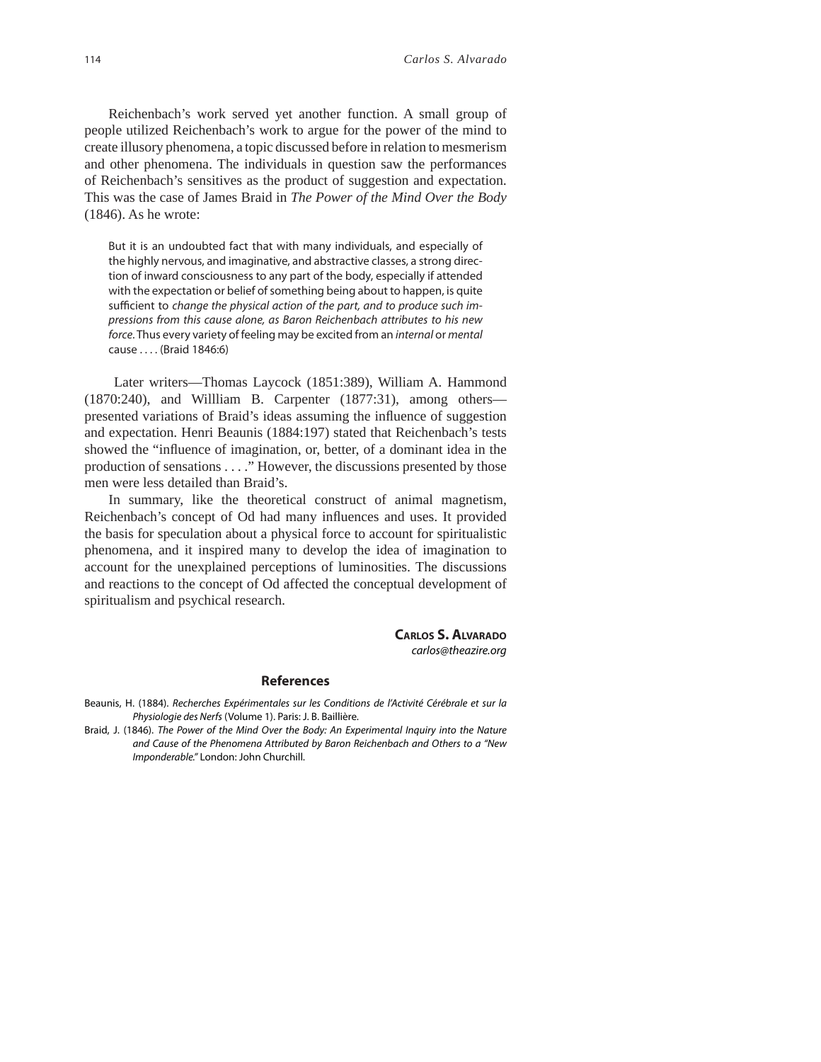Reichenbach's work served yet another function. A small group of people utilized Reichenbach's work to argue for the power of the mind to create illusory phenomena, a topic discussed before in relation to mesmerism and other phenomena. The individuals in question saw the performances of Reichenbach's sensitives as the product of suggestion and expectation. This was the case of James Braid in *The Power of the Mind Over the Body* (1846). As he wrote:

> But it is an undoubted fact that with many individuals, and especially of the highly nervous, and imaginative, and abstractive classes, a strong direction of inward consciousness to any part of the body, especially if attended with the expectation or belief of something being about to happen, is quite sufficient to *change the physical action of the part, and to produce such impressions from this cause alone, as Baron Reichenbach attributes to his new force.* Thus every variety of feeling may be excited from an *internal* or *mental* cause . . . . (Braid 1846:6)

Later writers—Thomas Laycock (1851:389), William A. Hammond (1870:240), and Willliam B. Carpenter (1877:31), among others—presented variations of Braid's ideas assuming the influence of suggestion and expectation. Henri Beaunis (1884:197) stated that Reichenbach's tests showed the "influence of imagination, or, better, of a dominant idea in the production of sensations . . . ." However, the discussions presented by those men were less detailed than Braid's.

In summary, like the theoretical construct of animal magnetism, Reichenbach's concept of Od had many influences and uses. It provided the basis for speculation about a physical force to account for spiritualistic phenomena, and it inspired many to develop the idea of imagination to account for the unexplained perceptions of luminosities. The discussions and reactions to the concept of Od affected the conceptual development of spiritualism and psychical research.

**Carlos S. Alvarado**
*carlos@theazire.org*

## References

Beaunis, H. (1884). *Recherches Expérimentales sur les Conditions de l'Activité Cérébrale et sur la Physiologie des Nerfs* (Volume 1). Paris: J. B. Baillière.

Braid, J. (1846). *The Power of the Mind Over the Body: An Experimental Inquiry into the Nature and Cause of the Phenomena Attributed by Baron Reichenbach and Others to a "New Imponderable."* London: John Churchill.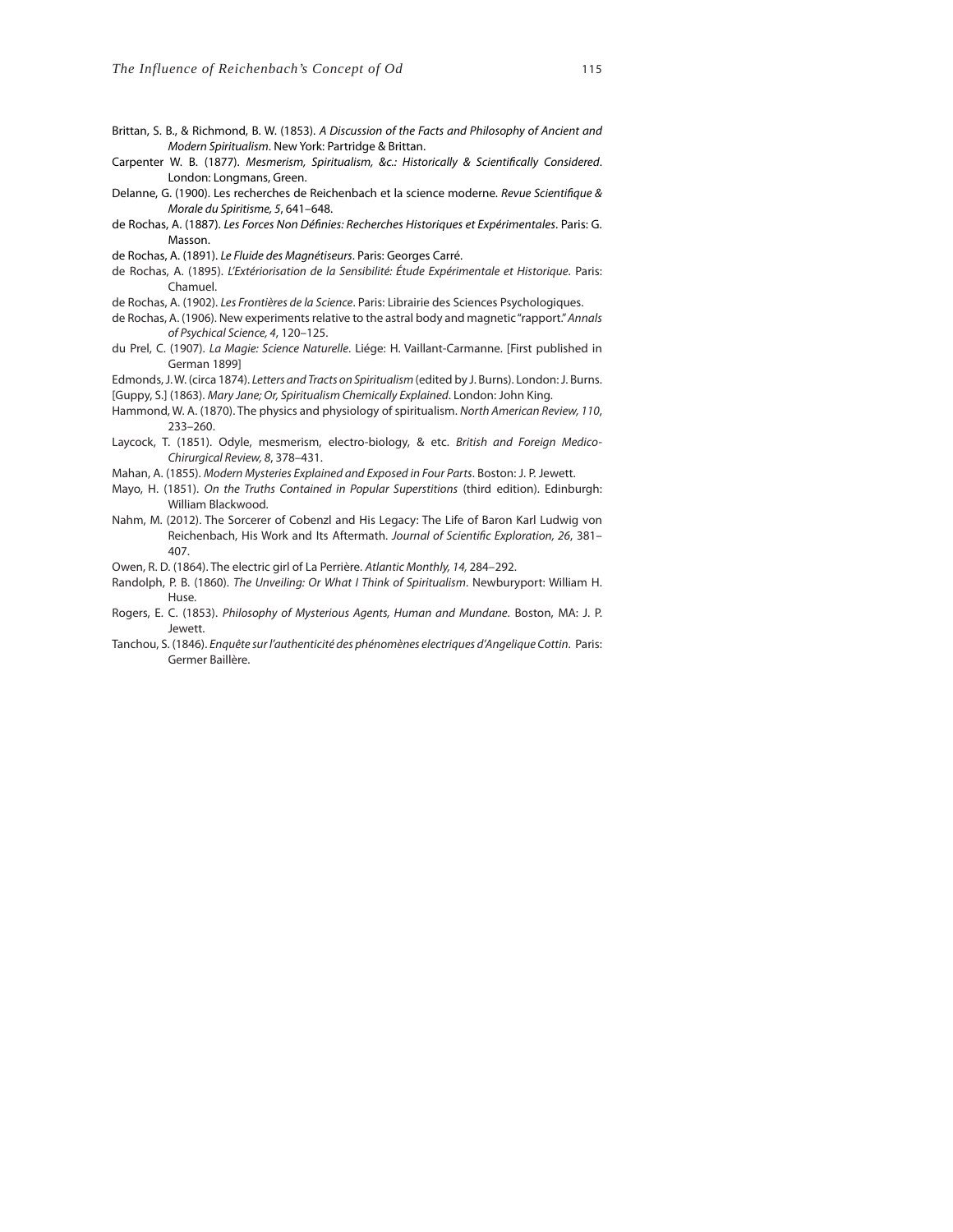Brittan, S. B., & Richmond, B. W. (1853). *A Discussion of the Facts and Philosophy of Ancient and Modern Spiritualism*. New York: Partridge & Brittan.

Carpenter W. B. (1877). *Mesmerism, Spiritualism, &c.: Historically & Scientifically Considered*. London: Longmans, Green.

Delanne, G. (1900). Les recherches de Reichenbach et la science moderne. *Revue Scientifique & Morale du Spiritisme, 5*, 641–648.

de Rochas, A. (1887). *Les Forces Non Définies: Recherches Historiques et Expérimentales*. Paris: G. Masson.

de Rochas, A. (1891). *Le Fluide des Magnétiseurs*. Paris: Georges Carré.

de Rochas, A. (1895). *L'Extériorisation de la Sensibilité: Étude Expérimentale et Historique*. Paris: Chamuel.

de Rochas, A. (1902). *Les Frontières de la Science*. Paris: Librairie des Sciences Psychologiques.

de Rochas, A. (1906). New experiments relative to the astral body and magnetic "rapport." *Annals of Psychical Science, 4*, 120–125.

du Prel, C. (1907). *La Magie: Science Naturelle*. Liége: H. Vaillant-Carmanne. [First published in German 1899]

Edmonds, J. W. (circa 1874). *Letters and Tracts on Spiritualism* (edited by J. Burns). London: J. Burns.

[Guppy, S.] (1863). *Mary Jane; Or, Spiritualism Chemically Explained*. London: John King.

Hammond, W. A. (1870). The physics and physiology of spiritualism. *North American Review, 110*, 233–260.

Laycock, T. (1851). Odyle, mesmerism, electro-biology, & etc. *British and Foreign Medico-Chirurgical Review, 8*, 378–431.

Mahan, A. (1855). *Modern Mysteries Explained and Exposed in Four Parts*. Boston: J. P. Jewett.

Mayo, H. (1851). *On the Truths Contained in Popular Superstitions* (third edition). Edinburgh: William Blackwood.

Nahm, M. (2012). The Sorcerer of Cobenzl and His Legacy: The Life of Baron Karl Ludwig von Reichenbach, His Work and Its Aftermath. *Journal of Scientific Exploration, 26*, 381–407.

Owen, R. D. (1864). The electric girl of La Perrière. *Atlantic Monthly, 14,* 284–292.

Randolph, P. B. (1860). *The Unveiling: Or What I Think of Spiritualism*. Newburyport: William H. Huse.

Rogers, E. C. (1853). *Philosophy of Mysterious Agents, Human and Mundane*. Boston, MA: J. P. Jewett.

Tanchou, S. (1846). *Enquête sur l'authenticité des phénomènes electriques d'Angelique Cottin*. Paris: Germer Baillère.